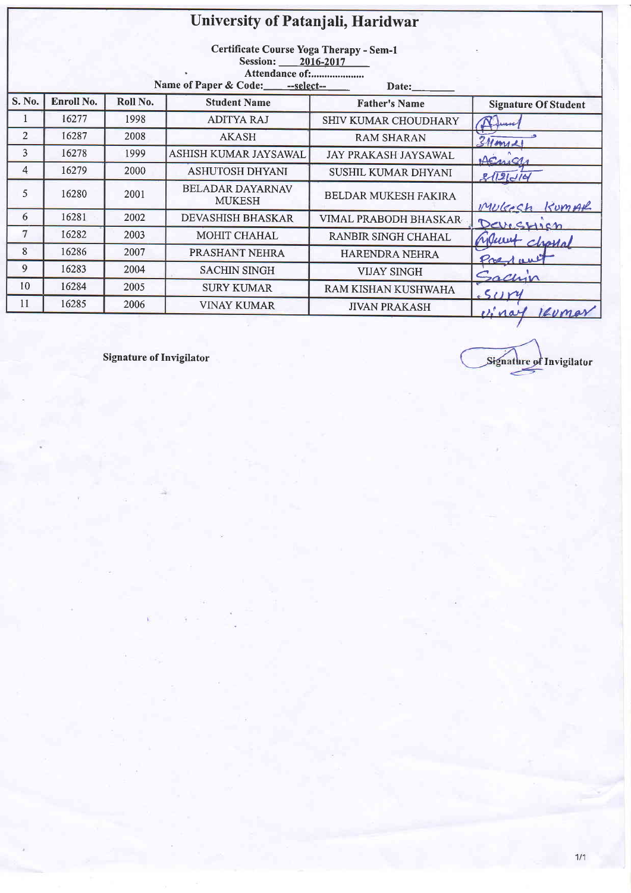# University of Patanjali, Haridwar

**Certificate Course Yoga Therapy - Sem-1**

**Session: 2016-2017**

**Attendance of:....................**

**Name of Paper & Code: --select--** **Date:**

| S. No. | Enroll No. | Roll No. | Student Name | Father's Name | Signature Of Student |
|---|---|---|---|---|---|
| 1 | 16277 | 1998 | ADITYA RAJ | SHIV KUMAR CHOUDHARY | Aditya |
| 2 | 16287 | 2008 | AKASH | RAM SHARAN | Akash |
| 3 | 16278 | 1999 | ASHISH KUMAR JAYSAWAL | JAY PRAKASH JAYSAWAL | Ashish |
| 4 | 16279 | 2000 | ASHUTOSH DHYANI | SUSHIL KUMAR DHYANI | 8/12/16 |
| 5 | 16280 | 2001 | BELADAR DAYARNAV MUKESH | BELDAR MUKESH FAKIRA | Mukesh Kumar |
| 6 | 16281 | 2002 | DEVASHISH BHASKAR | VIMAL PRABODH BHASKAR | Devashish |
| 7 | 16282 | 2003 | MOHIT CHAHAL | RANBIR SINGH CHAHAL | Mohit chahal |
| 8 | 16286 | 2007 | PRASHANT NEHRA | HARENDRA NEHRA | Prashant |
| 9 | 16283 | 2004 | SACHIN SINGH | VIJAY SINGH | Sachin |
| 10 | 16284 | 2005 | SURY KUMAR | RAM KISHAN KUSHWAHA | Sury |
| 11 | 16285 | 2006 | VINAY KUMAR | JIVAN PRAKASH | Vinay Kumar |

**Signature of Invigilator** **Signature of Invigilator**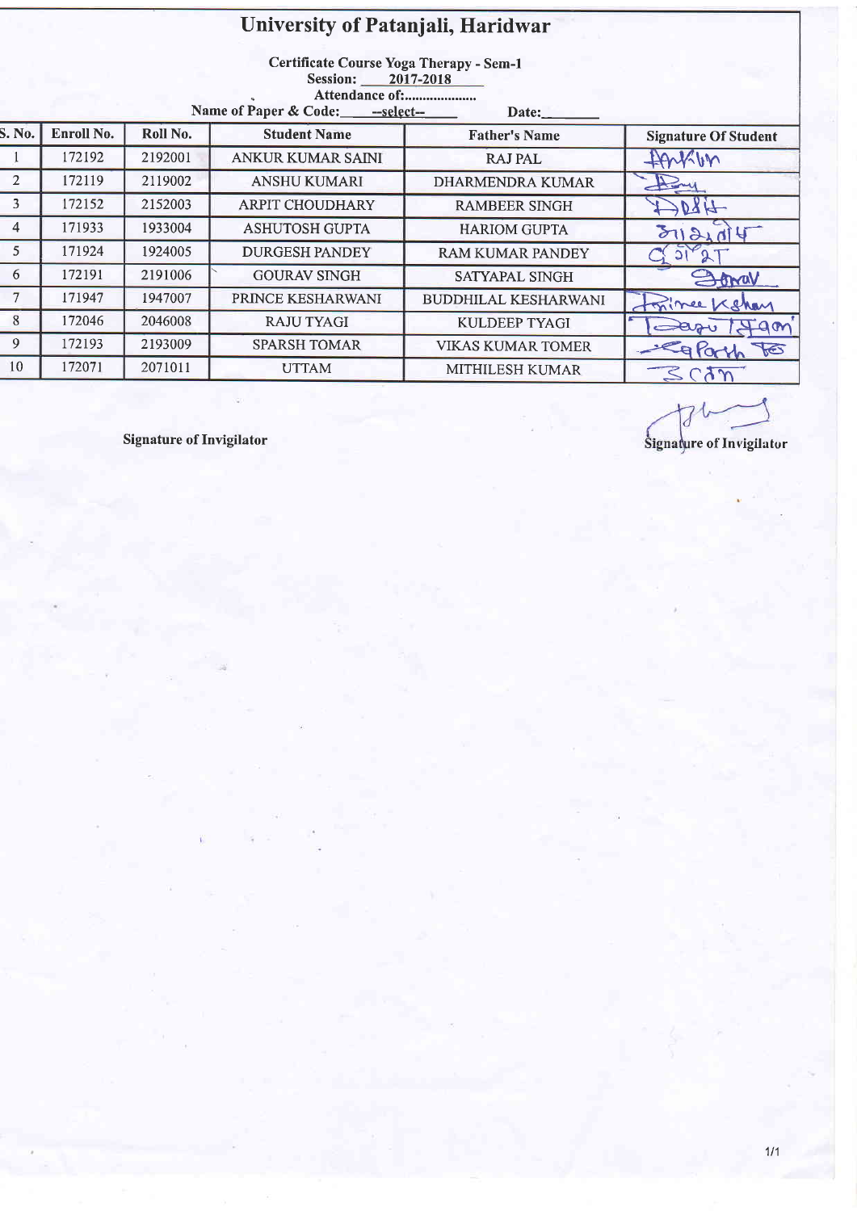# University of Patanjali, Haridwar

**Certificate Course Yoga Therapy - Sem-1**

**Session: 2017-2018**

**Attendance of:....................**

**Name of Paper & Code: --select--** **Date:**

| S. No. | Enroll No. | Roll No. | Student Name | Father's Name | Signature Of Student |
|---|---|---|---|---|---|
| 1 | 172192 | 2192001 | ANKUR KUMAR SAINI | RAJ PAL | Ankur |
| 2 | 172119 | 2119002 | ANSHU KUMARI | DHARMENDRA KUMAR | Anshu |
| 3 | 172152 | 2152003 | ARPIT CHOUDHARY | RAMBEER SINGH | Arpit |
| 4 | 171933 | 1933004 | ASHUTOSH GUPTA | HARIOM GUPTA | |
| 5 | 171924 | 1924005 | DURGESH PANDEY | RAM KUMAR PANDEY | |
| 6 | 172191 | 2191006 | GOURAV SINGH | SATYAPAL SINGH | Gorav |
| 7 | 171947 | 1947007 | PRINCE KESHARWANI | BUDDHILAL KESHARWANI | Prince Keshav |
| 8 | 172046 | 2046008 | RAJU TYAGI | KULDEEP TYAGI | Raju Tyagi |
| 9 | 172193 | 2193009 | SPARSH TOMAR | VIKAS KUMAR TOMER | Sparsh To |
| 10 | 172071 | 2071011 | UTTAM | MITHILESH KUMAR | |

**Signature of Invigilator**

**Signature of Invigilator**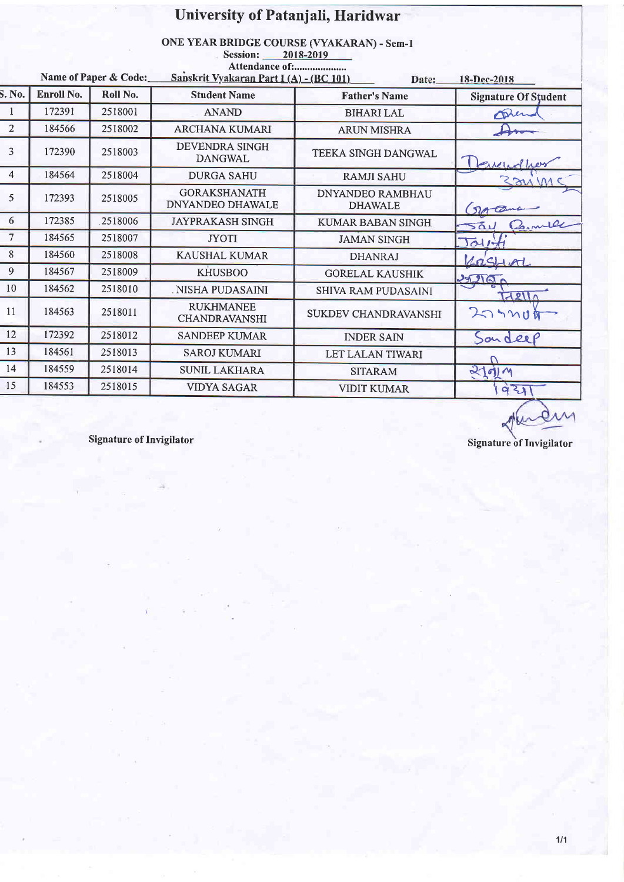# University of Patanjali, Haridwar

**ONE YEAR BRIDGE COURSE (VYAKARAN) - Sem-1**

**Session:** 2018-2019

**Attendance of:....................**

**Name of Paper & Code:** Sanskrit Vyakaran Part I (A) - (BC 101) **Date:** 18-Dec-2018

| S. No. | Enroll No. | Roll No. | Student Name | Father's Name | Signature Of Student |
|---|---|---|---|---|---|
| 1 | 172391 | 2518001 | ANAND | BIHARI LAL | Anand |
| 2 | 184566 | 2518002 | ARCHANA KUMARI | ARUN MISHRA | Arc |
| 3 | 172390 | 2518003 | DEVENDRA SINGH DANGWAL | TEEKA SINGH DANGWAL | Devendra |
| 4 | 184564 | 2518004 | DURGA SAHU | RAMJI SAHU | Durga S |
| 5 | 172393 | 2518005 | GORAKSHANATH DNYANDEO DHAWALE | DNYANDEO RAMBHAU DHAWALE | Gorakh |
| 6 | 172385 | 2518006 | JAYPRAKASH SINGH | KUMAR BABAN SINGH | Jai Parmesh |
| 7 | 184565 | 2518007 | JYOTI | JAMAN SINGH | Jayoti |
| 8 | 184560 | 2518008 | KAUSHAL KUMAR | DHANRAJ | Kaushal |
| 9 | 184567 | 2518009 | KHUSBOO | GORELAL KAUSHIK | खुशबू |
| 10 | 184562 | 2518010 | NISHA PUDASAINI | SHIVA RAM PUDASAINI | निशा |
| 11 | 184563 | 2518011 | RUKHMANEE CHANDRAVANSHI | SUKDEV CHANDRAVANSHI | रुक्मणी |
| 12 | 172392 | 2518012 | SANDEEP KUMAR | INDER SAIN | Sandeep |
| 13 | 184561 | 2518013 | SAROJ KUMARI | LET LALAN TIWARI | |
| 14 | 184559 | 2518014 | SUNIL LAKHARA | SITARAM | सुनील |
| 15 | 184553 | 2518015 | VIDYA SAGAR | VIDIT KUMAR | विद्या |

**Signature of Invigilator**

**Signature of Invigilator**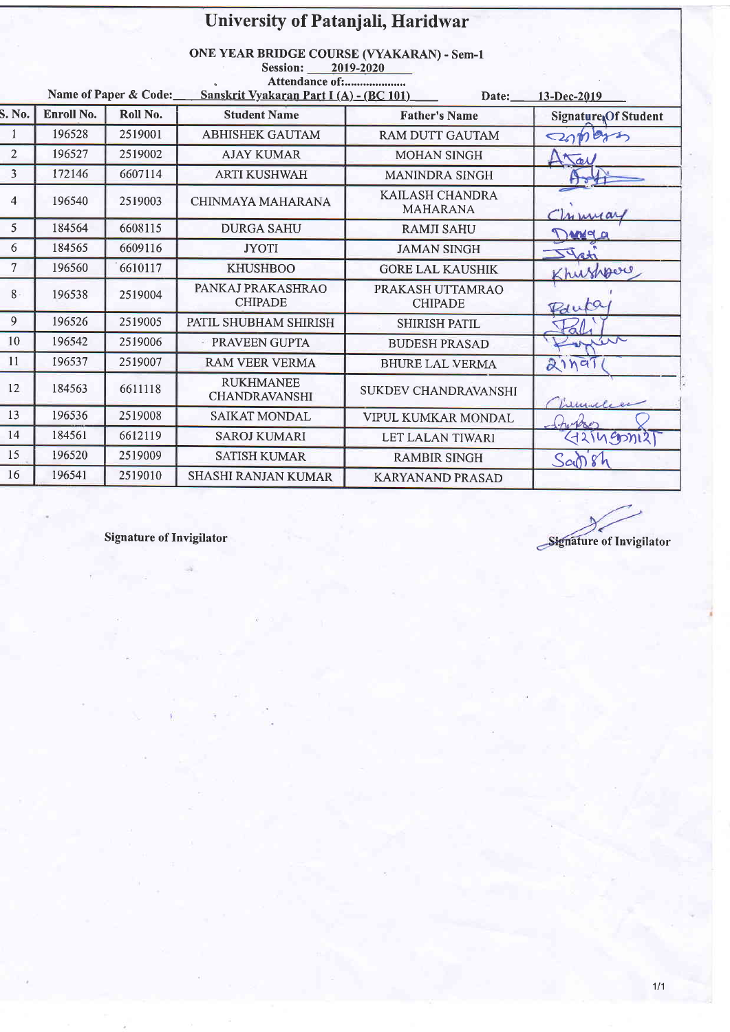# University of Patanjali, Haridwar

**ONE YEAR BRIDGE COURSE (VYAKARAN) - Sem-1**

**Session:** 2019-2020

**Attendance of:**....................

**Name of Paper & Code:** Sanskrit Vyakaran Part I (A) - (BC 101) **Date:** 13-Dec-2019

| S. No. | Enroll No. | Roll No. | Student Name | Father's Name | Signature Of Student |
|---|---|---|---|---|---|
| 1 | 196528 | 2519001 | ABHISHEK GAUTAM | RAM DUTT GAUTAM | अभिषेक |
| 2 | 196527 | 2519002 | AJAY KUMAR | MOHAN SINGH | Ajay |
| 3 | 172146 | 6607114 | ARTI KUSHWAH | MANINDRA SINGH | Arti |
| 4 | 196540 | 2519003 | CHINMAYA MAHARANA | KAILASH CHANDRA MAHARANA | Chinmay |
| 5 | 184564 | 6608115 | DURGA SAHU | RAMJI SAHU | Durga |
| 6 | 184565 | 6609116 | JYOTI | JAMAN SINGH | Jyoti |
| 7 | 196560 | 6610117 | KHUSHBOO | GORE LAL KAUSHIK | Khushboo |
| 8 | 196538 | 2519004 | PANKAJ PRAKASHRAO CHIPADE | PRAKASH UTTAMRAO CHIPADE | Pankaj |
| 9 | 196526 | 2519005 | PATIL SHUBHAM SHIRISH | SHIRISH PATIL | Patil |
| 10 | 196542 | 2519006 | PRAVEEN GUPTA | BUDESH PRASAD | Praveen |
| 11 | 196537 | 2519007 | RAM VEER VERMA | BHURE LAL VERMA | रामवीर |
| 12 | 184563 | 6611118 | RUKHMANEE CHANDRAVANSHI | SUKDEV CHANDRAVANSHI | Rukhmanee |
| 13 | 196536 | 2519008 | SAIKAT MONDAL | VIPUL KUMKAR MONDAL | Saikat |
| 14 | 184561 | 6612119 | SAROJ KUMARI | LET LALAN TIWARI | सरोज कुमारी |
| 15 | 196520 | 2519009 | SATISH KUMAR | RAMBIR SINGH | Satish |
| 16 | 196541 | 2519010 | SHASHI RANJAN KUMAR | KARYANAND PRASAD | |

**Signature of Invigilator**

**Signature of Invigilator**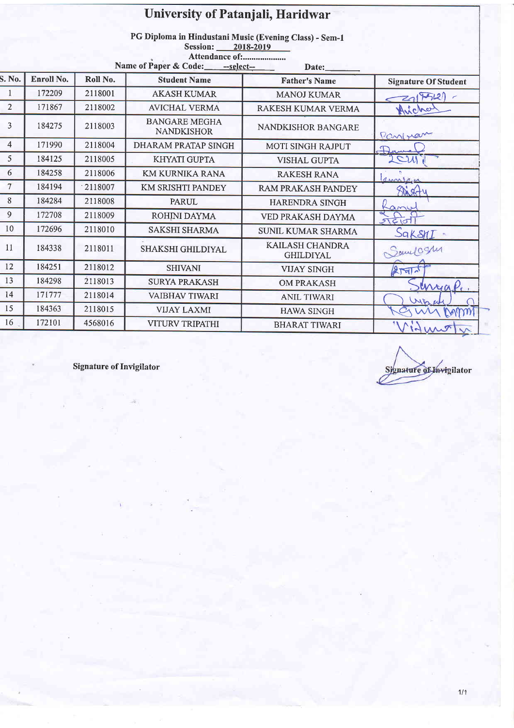# University of Patanjali, Haridwar

**PG Diploma in Hindustani Music (Evening Class) - Sem-1**

**Session: 2018-2019**

**Attendance of:....................**

**Name of Paper & Code: --select-- Date:________**

| S. No. | Enroll No. | Roll No. | Student Name | Father's Name | Signature Of Student |
|---|---|---|---|---|---|
| 1 | 172209 | 2118001 | AKASH KUMAR | MANOJ KUMAR | |
| 2 | 171867 | 2118002 | AVICHAL VERMA | RAKESH KUMAR VERMA | Avichal |
| 3 | 184275 | 2118003 | BANGARE MEGHA NANDKISHOR | NANDKISHOR BANGARE | |
| 4 | 171990 | 2118004 | DHARAM PRATAP SINGH | MOTI SINGH RAJPUT | |
| 5 | 184125 | 2118005 | KHYATI GUPTA | VISHAL GUPTA | |
| 6 | 184258 | 2118006 | KM KURNIKA RANA | RAKESH RANA | |
| 7 | 184194 | 2118007 | KM SRISHTI PANDEY | RAM PRAKASH PANDEY | Srishty |
| 8 | 184284 | 2118008 | PARUL | HARENDRA SINGH | Parul |
| 9 | 172708 | 2118009 | ROHINI DAYMA | VED PRAKASH DAYMA | |
| 10 | 172696 | 2118010 | SAKSHI SHARMA | SUNIL KUMAR SHARMA | Sakshi |
| 11 | 184338 | 2118011 | SHAKSHI GHILDIYAL | KAILASH CHANDRA GHILDIYAL | |
| 12 | 184251 | 2118012 | SHIVANI | VIJAY SINGH | |
| 13 | 184298 | 2118013 | SURYA PRAKASH | OM PRAKASH | Surya P. |
| 14 | 171777 | 2118014 | VAIBHAV TIWARI | ANIL TIWARI | |
| 15 | 184363 | 2118015 | VIJAY LAXMI | HAWA SINGH | |
| 16 | 172101 | 4568016 | VITURV TRIPATHI | BHARAT TIWARI | Vitrurv |

**Signature of Invigilator**

**Signature of Invigilator**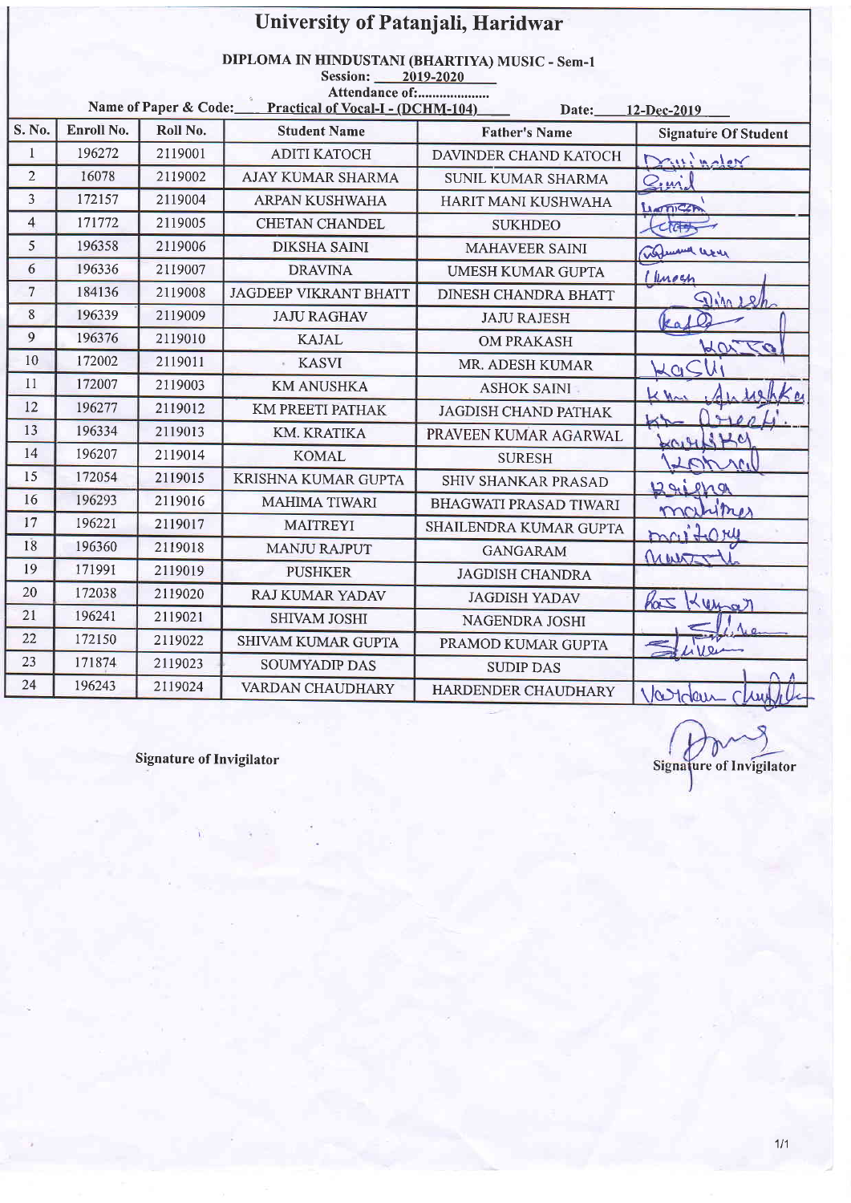# University of Patanjali, Haridwar

## DIPLOMA IN HINDUSTANI (BHARTIYA) MUSIC - Sem-1

Session: 2019-2020

Attendance of:....................

Name of Paper & Code: Practical of Vocal-I - (DCHM-104) Date: 12-Dec-2019

| S. No. | Enroll No. | Roll No. | Student Name | Father's Name | Signature Of Student |
|---|---|---|---|---|---|
| 1 | 196272 | 2119001 | ADITI KATOCH | DAVINDER CHAND KATOCH | Davinder |
| 2 | 16078 | 2119002 | AJAY KUMAR SHARMA | SUNIL KUMAR SHARMA | Sunil |
| 3 | 172157 | 2119004 | ARPAN KUSHWAHA | HARIT MANI KUSHWAHA | Harit |
| 4 | 171772 | 2119005 | CHETAN CHANDEL | SUKHDEO | Chetan |
| 5 | 196358 | 2119006 | DIKSHA SAINI | MAHAVEER SAINI | Mahaveer |
| 6 | 196336 | 2119007 | DRAVINA | UMESH KUMAR GUPTA | Umesh |
| 7 | 184136 | 2119008 | JAGDEEP VIKRANT BHATT | DINESH CHANDRA BHATT | Dinesh |
| 8 | 196339 | 2119009 | JAJU RAGHAV | JAJU RAJESH | Kajal |
| 9 | 196376 | 2119010 | KAJAL | OM PRAKASH | Kajal |
| 10 | 172002 | 2119011 | KASVI | MR. ADESH KUMAR | Kasvi |
| 11 | 172007 | 2119003 | KM ANUSHKA | ASHOK SAINI | Km Anushka |
| 12 | 196277 | 2119012 | KM PREETI PATHAK | JAGDISH CHAND PATHAK | Km Preeti |
| 13 | 196334 | 2119013 | KM. KRATIKA | PRAVEEN KUMAR AGARWAL | Kratika |
| 14 | 196207 | 2119014 | KOMAL | SURESH | Komal |
| 15 | 172054 | 2119015 | KRISHNA KUMAR GUPTA | SHIV SHANKAR PRASAD | Krishna |
| 16 | 196293 | 2119016 | MAHIMA TIWARI | BHAGWATI PRASAD TIWARI | mahima |
| 17 | 196221 | 2119017 | MAITREYI | SHAILENDRA KUMAR GUPTA | maitrey |
| 18 | 196360 | 2119018 | MANJU RAJPUT | GANGARAM | Manju |
| 19 | 171991 | 2119019 | PUSHKER | JAGDISH CHANDRA | |
| 20 | 172038 | 2119020 | RAJ KUMAR YADAV | JAGDISH YADAV | Raj Kumar |
| 21 | 196241 | 2119021 | SHIVAM JOSHI | NAGENDRA JOSHI | Shivam |
| 22 | 172150 | 2119022 | SHIVAM KUMAR GUPTA | PRAMOD KUMAR GUPTA | Shivam |
| 23 | 171874 | 2119023 | SOUMYADIP DAS | SUDIP DAS | |
| 24 | 196243 | 2119024 | VARDAN CHAUDHARY | HARDENDER CHAUDHARY | Vardan Chaudhary |

Signature of Invigilator

Signature of Invigilator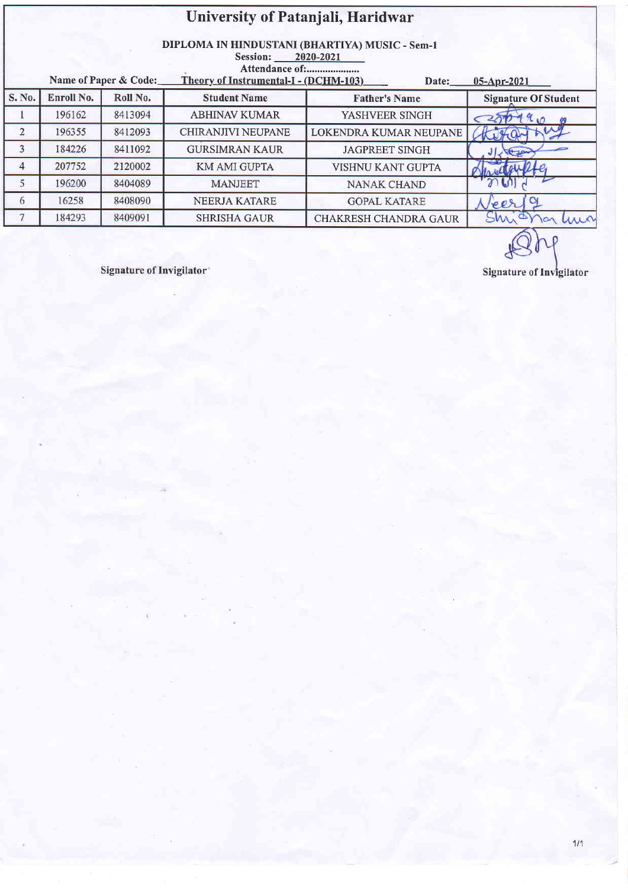# University of Patanjali, Haridwar

**DIPLOMA IN HINDUSTANI (BHARTIYA) MUSIC - Sem-1**

**Session:** 2020-2021

**Attendance of:....................**

**Name of Paper & Code:** Theory of Instrumental-I - (DCHM-103) **Date:** 05-Apr-2021

| S. No. | Enroll No. | Roll No. | Student Name | Father's Name | Signature Of Student |
|---|---|---|---|---|---|
| 1 | 196162 | 8413094 | ABHINAV KUMAR | YASHVEER SINGH | |
| 2 | 196355 | 8412093 | CHIRANJIVI NEUPANE | LOKENDRA KUMAR NEUPANE | |
| 3 | 184226 | 8411092 | GURSIMRAN KAUR | JAGPREET SINGH | |
| 4 | 207752 | 2120002 | KM AMI GUPTA | VISHNU KANT GUPTA | |
| 5 | 196200 | 8404089 | MANJEET | NANAK CHAND | |
| 6 | 16258 | 8408090 | NEERJA KATARE | GOPAL KATARE | Neerja |
| 7 | 184293 | 8409091 | SHRISHA GAUR | CHAKRESH CHANDRA GAUR | Shrishan |

**Signature of Invigilator** **Signature of Invigilator**